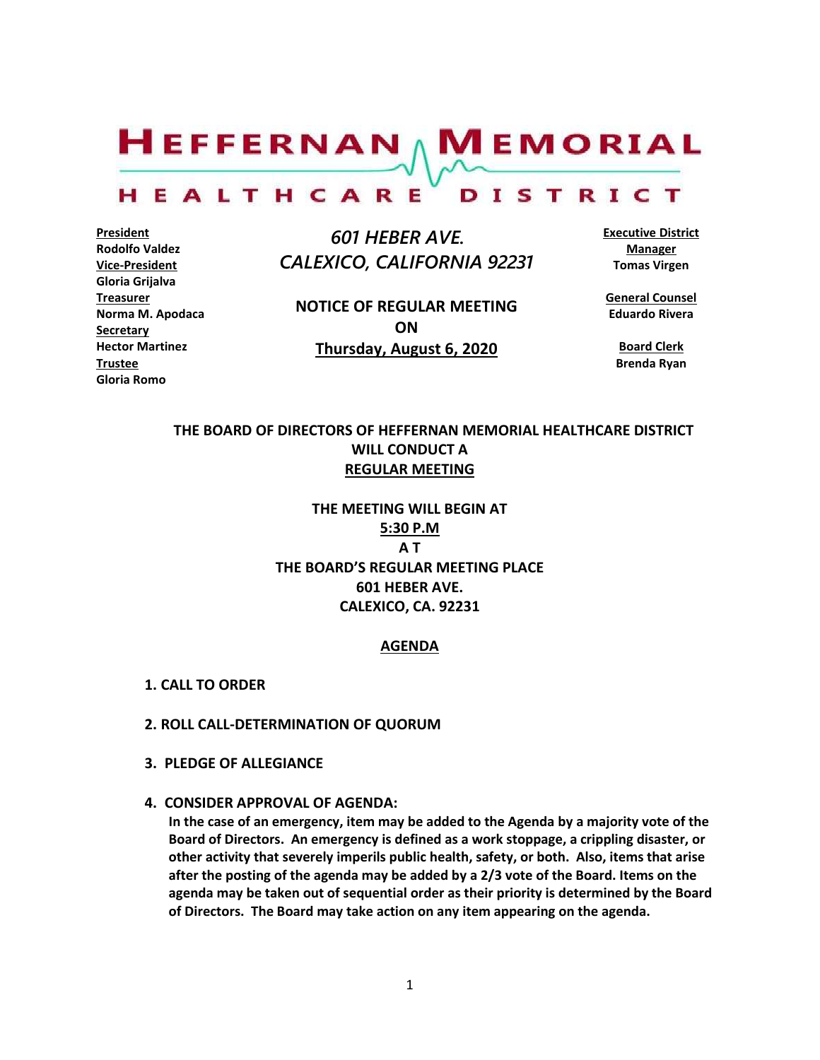# HEFFERNAN MEMORIAL

## HEALTHCARE DISTRICT

**President**
**Rodolfo Valdez**
**Vice-President**
**Gloria Grijalva**
**Treasurer**
**Norma M. Apodaca**
**Secretary**
**Hector Martinez**
**Trustee**
**Gloria Romo**

*601 HEBER AVE.*
*CALEXICO, CALIFORNIA 92231*

**NOTICE OF REGULAR MEETING**
**ON**
**Thursday, August 6, 2020**

**Executive District Manager**
**Tomas Virgen**

**General Counsel**
**Eduardo Rivera**

**Board Clerk**
**Brenda Ryan**

**THE BOARD OF DIRECTORS OF HEFFERNAN MEMORIAL HEALTHCARE DISTRICT WILL CONDUCT A**
**REGULAR MEETING**

**THE MEETING WILL BEGIN AT**
**5:30 P.M**
**A T**
**THE BOARD'S REGULAR MEETING PLACE**
**601 HEBER AVE.**
**CALEXICO, CA. 92231**

**AGENDA**

**1. CALL TO ORDER**

**2. ROLL CALL-DETERMINATION OF QUORUM**

**3. PLEDGE OF ALLEGIANCE**

**4. CONSIDER APPROVAL OF AGENDA:**
**In the case of an emergency, item may be added to the Agenda by a majority vote of the Board of Directors. An emergency is defined as a work stoppage, a crippling disaster, or other activity that severely imperils public health, safety, or both. Also, items that arise after the posting of the agenda may be added by a 2/3 vote of the Board. Items on the agenda may be taken out of sequential order as their priority is determined by the Board of Directors. The Board may take action on any item appearing on the agenda.**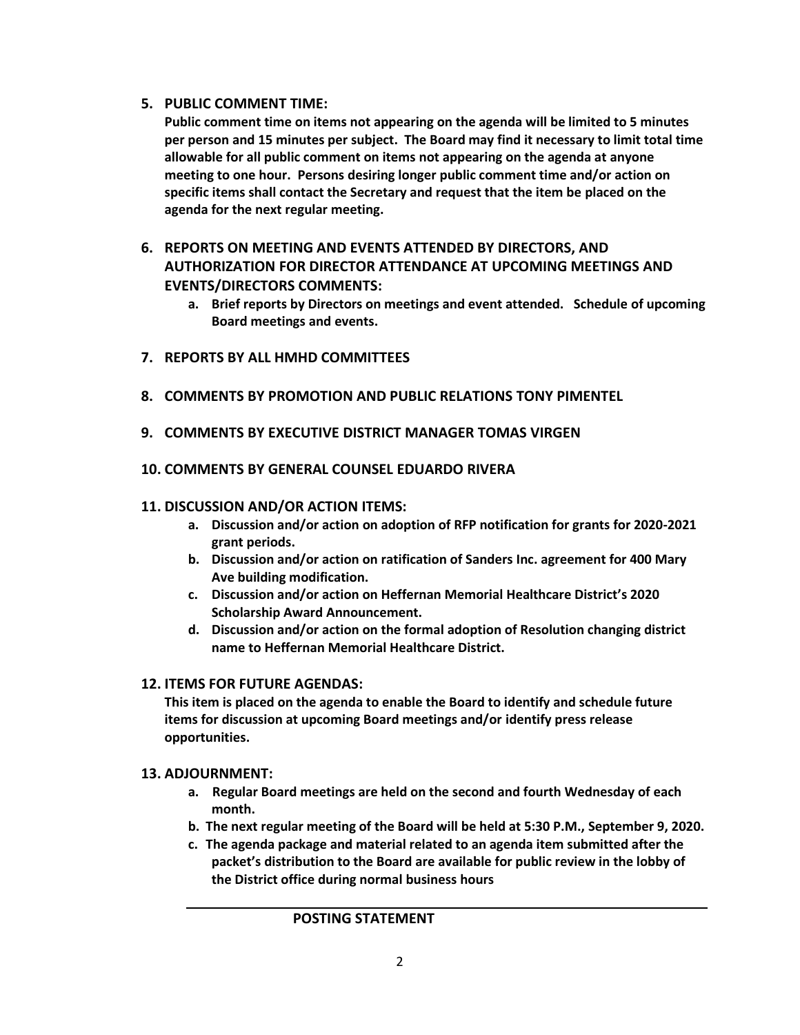5. **PUBLIC COMMENT TIME:**

   **Public comment time on items not appearing on the agenda will be limited to 5 minutes per person and 15 minutes per subject. The Board may find it necessary to limit total time allowable for all public comment on items not appearing on the agenda at anyone meeting to one hour. Persons desiring longer public comment time and/or action on specific items shall contact the Secretary and request that the item be placed on the agenda for the next regular meeting.**

6. **REPORTS ON MEETING AND EVENTS ATTENDED BY DIRECTORS, AND AUTHORIZATION FOR DIRECTOR ATTENDANCE AT UPCOMING MEETINGS AND EVENTS/DIRECTORS COMMENTS:**
   a. **Brief reports by Directors on meetings and event attended. Schedule of upcoming Board meetings and events.**

7. **REPORTS BY ALL HMHD COMMITTEES**

8. **COMMENTS BY PROMOTION AND PUBLIC RELATIONS TONY PIMENTEL**

9. **COMMENTS BY EXECUTIVE DISTRICT MANAGER TOMAS VIRGEN**

10. **COMMENTS BY GENERAL COUNSEL EDUARDO RIVERA**

11. **DISCUSSION AND/OR ACTION ITEMS:**
    a. **Discussion and/or action on adoption of RFP notification for grants for 2020-2021 grant periods.**
    b. **Discussion and/or action on ratification of Sanders Inc. agreement for 400 Mary Ave building modification.**
    c. **Discussion and/or action on Heffernan Memorial Healthcare District's 2020 Scholarship Award Announcement.**
    d. **Discussion and/or action on the formal adoption of Resolution changing district name to Heffernan Memorial Healthcare District.**

12. **ITEMS FOR FUTURE AGENDAS:**

    **This item is placed on the agenda to enable the Board to identify and schedule future items for discussion at upcoming Board meetings and/or identify press release opportunities.**

13. **ADJOURNMENT:**
    a. **Regular Board meetings are held on the second and fourth Wednesday of each month.**
    b. **The next regular meeting of the Board will be held at 5:30 P.M., September 9, 2020.**
    c. **The agenda package and material related to an agenda item submitted after the packet's distribution to the Board are available for public review in the lobby of the District office during normal business hours**

---

**POSTING STATEMENT**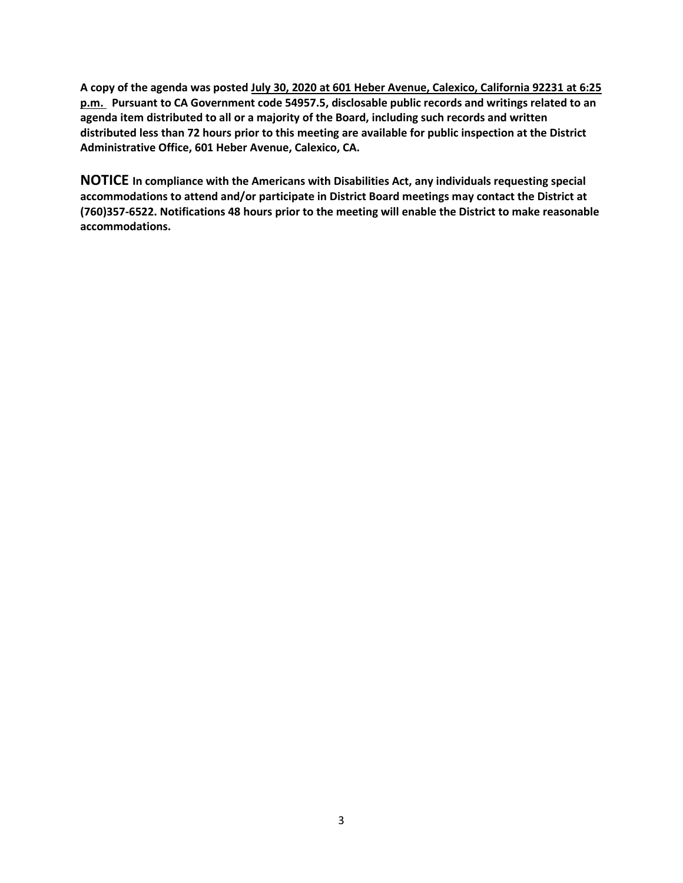**A copy of the agenda was posted <u>July 30, 2020 at 601 Heber Avenue, Calexico, California 92231 at 6:25 p.m.</u> Pursuant to CA Government code 54957.5, disclosable public records and writings related to an agenda item distributed to all or a majority of the Board, including such records and written distributed less than 72 hours prior to this meeting are available for public inspection at the District Administrative Office, 601 Heber Avenue, Calexico, CA.**

**NOTICE In compliance with the Americans with Disabilities Act, any individuals requesting special accommodations to attend and/or participate in District Board meetings may contact the District at (760)357-6522. Notifications 48 hours prior to the meeting will enable the District to make reasonable accommodations.**